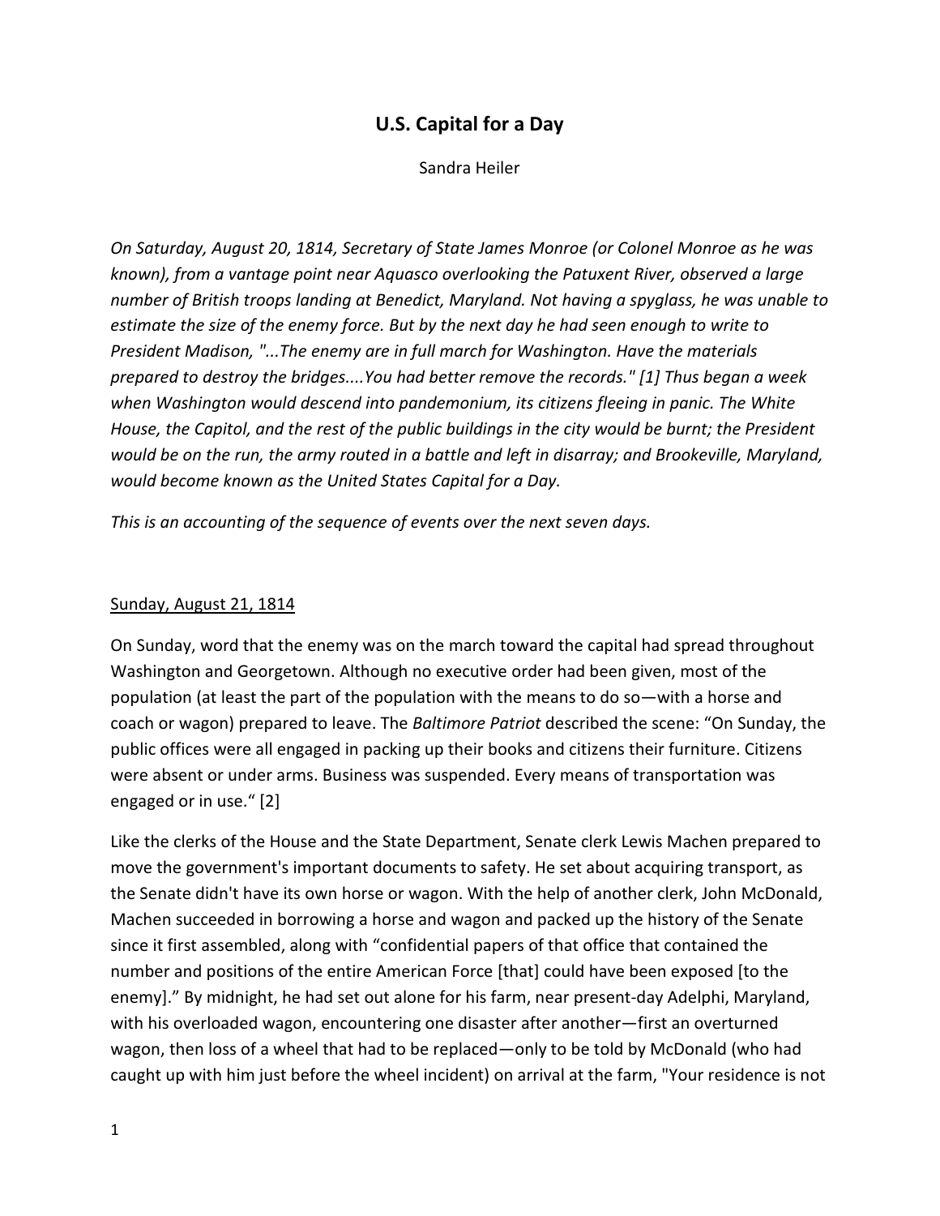# U.S. Capital for a Day

Sandra Heiler

*On Saturday, August 20, 1814, Secretary of State James Monroe (or Colonel Monroe as he was known), from a vantage point near Aquasco overlooking the Patuxent River, observed a large number of British troops landing at Benedict, Maryland. Not having a spyglass, he was unable to estimate the size of the enemy force. But by the next day he had seen enough to write to President Madison, "...The enemy are in full march for Washington. Have the materials prepared to destroy the bridges....You had better remove the records." [1] Thus began a week when Washington would descend into pandemonium, its citizens fleeing in panic. The White House, the Capitol, and the rest of the public buildings in the city would be burnt; the President would be on the run, the army routed in a battle and left in disarray; and Brookeville, Maryland, would become known as the United States Capital for a Day.*

*This is an accounting of the sequence of events over the next seven days.*

<u>Sunday, August 21, 1814</u>

On Sunday, word that the enemy was on the march toward the capital had spread throughout Washington and Georgetown. Although no executive order had been given, most of the population (at least the part of the population with the means to do so—with a horse and coach or wagon) prepared to leave. The *Baltimore Patriot* described the scene: "On Sunday, the public offices were all engaged in packing up their books and citizens their furniture. Citizens were absent or under arms. Business was suspended. Every means of transportation was engaged or in use." [2]

Like the clerks of the House and the State Department, Senate clerk Lewis Machen prepared to move the government's important documents to safety. He set about acquiring transport, as the Senate didn't have its own horse or wagon. With the help of another clerk, John McDonald, Machen succeeded in borrowing a horse and wagon and packed up the history of the Senate since it first assembled, along with "confidential papers of that office that contained the number and positions of the entire American Force [that] could have been exposed [to the enemy]." By midnight, he had set out alone for his farm, near present-day Adelphi, Maryland, with his overloaded wagon, encountering one disaster after another—first an overturned wagon, then loss of a wheel that had to be replaced—only to be told by McDonald (who had caught up with him just before the wheel incident) on arrival at the farm, "Your residence is not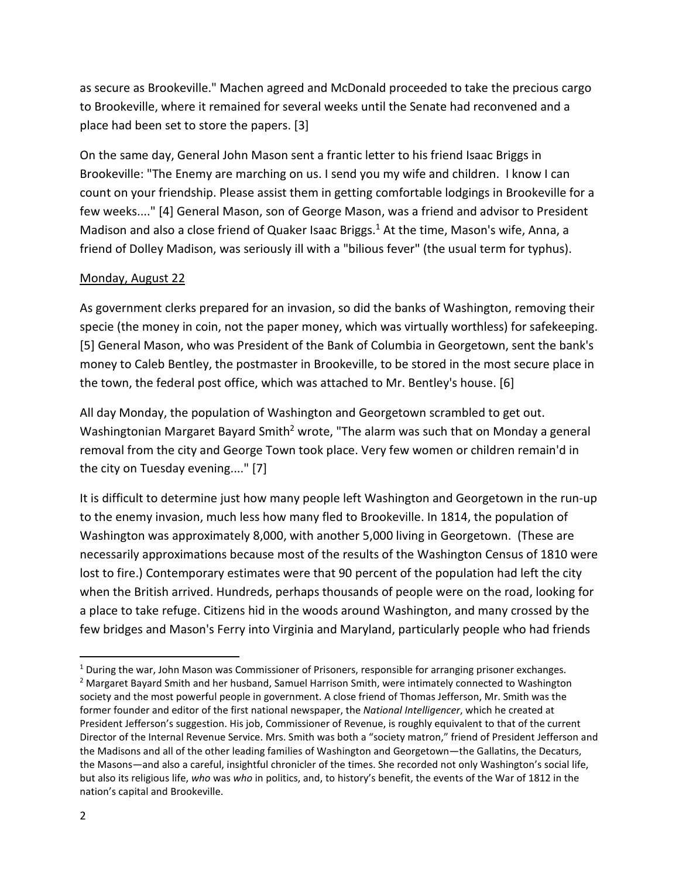as secure as Brookeville." Machen agreed and McDonald proceeded to take the precious cargo to Brookeville, where it remained for several weeks until the Senate had reconvened and a place had been set to store the papers. [3]

On the same day, General John Mason sent a frantic letter to his friend Isaac Briggs in Brookeville: "The Enemy are marching on us. I send you my wife and children. I know I can count on your friendship. Please assist them in getting comfortable lodgings in Brookeville for a few weeks...." [4] General Mason, son of George Mason, was a friend and advisor to President Madison and also a close friend of Quaker Isaac Briggs.[1] At the time, Mason's wife, Anna, a friend of Dolley Madison, was seriously ill with a "bilious fever" (the usual term for typhus).

Monday, August 22

As government clerks prepared for an invasion, so did the banks of Washington, removing their specie (the money in coin, not the paper money, which was virtually worthless) for safekeeping. [5] General Mason, who was President of the Bank of Columbia in Georgetown, sent the bank's money to Caleb Bentley, the postmaster in Brookeville, to be stored in the most secure place in the town, the federal post office, which was attached to Mr. Bentley's house. [6]

All day Monday, the population of Washington and Georgetown scrambled to get out. Washingtonian Margaret Bayard Smith[2] wrote, "The alarm was such that on Monday a general removal from the city and George Town took place. Very few women or children remain'd in the city on Tuesday evening...." [7]

It is difficult to determine just how many people left Washington and Georgetown in the run-up to the enemy invasion, much less how many fled to Brookeville. In 1814, the population of Washington was approximately 8,000, with another 5,000 living in Georgetown. (These are necessarily approximations because most of the results of the Washington Census of 1810 were lost to fire.) Contemporary estimates were that 90 percent of the population had left the city when the British arrived. Hundreds, perhaps thousands of people were on the road, looking for a place to take refuge. Citizens hid in the woods around Washington, and many crossed by the few bridges and Mason's Ferry into Virginia and Maryland, particularly people who had friends

---

[1] During the war, John Mason was Commissioner of Prisoners, responsible for arranging prisoner exchanges.

[2] Margaret Bayard Smith and her husband, Samuel Harrison Smith, were intimately connected to Washington society and the most powerful people in government. A close friend of Thomas Jefferson, Mr. Smith was the former founder and editor of the first national newspaper, the *National Intelligencer*, which he created at President Jefferson's suggestion. His job, Commissioner of Revenue, is roughly equivalent to that of the current Director of the Internal Revenue Service. Mrs. Smith was both a "society matron," friend of President Jefferson and the Madisons and all of the other leading families of Washington and Georgetown—the Gallatins, the Decaturs, the Masons—and also a careful, insightful chronicler of the times. She recorded not only Washington's social life, but also its religious life, *who* was *who* in politics, and, to history's benefit, the events of the War of 1812 in the nation's capital and Brookeville.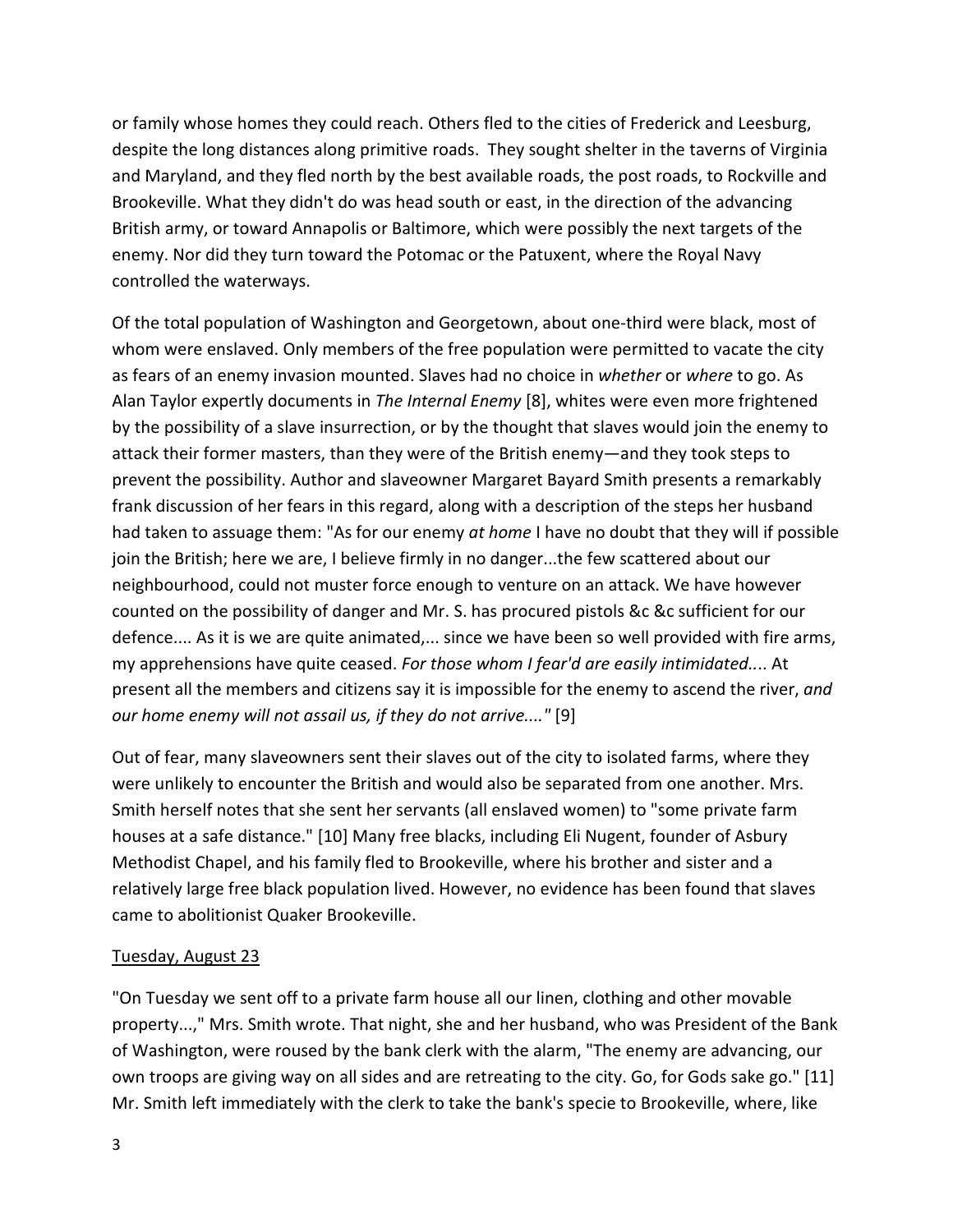or family whose homes they could reach. Others fled to the cities of Frederick and Leesburg, despite the long distances along primitive roads. They sought shelter in the taverns of Virginia and Maryland, and they fled north by the best available roads, the post roads, to Rockville and Brookeville. What they didn't do was head south or east, in the direction of the advancing British army, or toward Annapolis or Baltimore, which were possibly the next targets of the enemy. Nor did they turn toward the Potomac or the Patuxent, where the Royal Navy controlled the waterways.

Of the total population of Washington and Georgetown, about one-third were black, most of whom were enslaved. Only members of the free population were permitted to vacate the city as fears of an enemy invasion mounted. Slaves had no choice in *whether* or *where* to go. As Alan Taylor expertly documents in *The Internal Enemy* [8], whites were even more frightened by the possibility of a slave insurrection, or by the thought that slaves would join the enemy to attack their former masters, than they were of the British enemy—and they took steps to prevent the possibility. Author and slaveowner Margaret Bayard Smith presents a remarkably frank discussion of her fears in this regard, along with a description of the steps her husband had taken to assuage them: "As for our enemy *at home* I have no doubt that they will if possible join the British; here we are, I believe firmly in no danger...the few scattered about our neighbourhood, could not muster force enough to venture on an attack. We have however counted on the possibility of danger and Mr. S. has procured pistols &c &c sufficient for our defence.... As it is we are quite animated,... since we have been so well provided with fire arms, my apprehensions have quite ceased. *For those whom I fear'd are easily intimidated...*. At present all the members and citizens say it is impossible for the enemy to ascend the river, *and our home enemy will not assail us, if they do not arrive...."* [9]

Out of fear, many slaveowners sent their slaves out of the city to isolated farms, where they were unlikely to encounter the British and would also be separated from one another. Mrs. Smith herself notes that she sent her servants (all enslaved women) to "some private farm houses at a safe distance." [10] Many free blacks, including Eli Nugent, founder of Asbury Methodist Chapel, and his family fled to Brookeville, where his brother and sister and a relatively large free black population lived. However, no evidence has been found that slaves came to abolitionist Quaker Brookeville.

<u>Tuesday, August 23</u>

"On Tuesday we sent off to a private farm house all our linen, clothing and other movable property...," Mrs. Smith wrote. That night, she and her husband, who was President of the Bank of Washington, were roused by the bank clerk with the alarm, "The enemy are advancing, our own troops are giving way on all sides and are retreating to the city. Go, for Gods sake go." [11] Mr. Smith left immediately with the clerk to take the bank's specie to Brookeville, where, like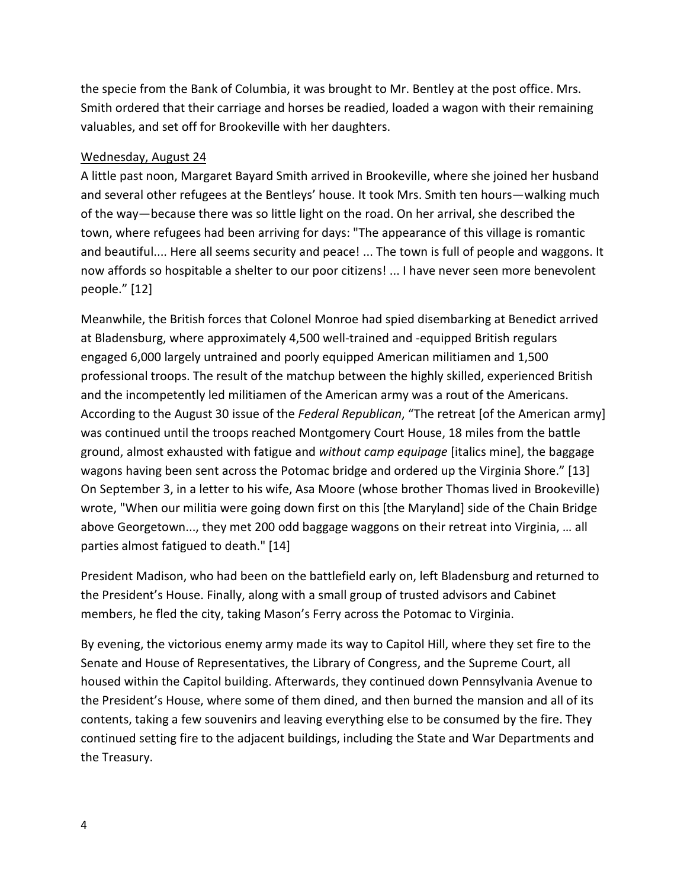the specie from the Bank of Columbia, it was brought to Mr. Bentley at the post office. Mrs. Smith ordered that their carriage and horses be readied, loaded a wagon with their remaining valuables, and set off for Brookeville with her daughters.

<u>Wednesday, August 24</u>

A little past noon, Margaret Bayard Smith arrived in Brookeville, where she joined her husband and several other refugees at the Bentleys' house. It took Mrs. Smith ten hours—walking much of the way—because there was so little light on the road. On her arrival, she described the town, where refugees had been arriving for days: "The appearance of this village is romantic and beautiful.... Here all seems security and peace! ... The town is full of people and waggons. It now affords so hospitable a shelter to our poor citizens! ... I have never seen more benevolent people." [12]

Meanwhile, the British forces that Colonel Monroe had spied disembarking at Benedict arrived at Bladensburg, where approximately 4,500 well-trained and -equipped British regulars engaged 6,000 largely untrained and poorly equipped American militiamen and 1,500 professional troops. The result of the matchup between the highly skilled, experienced British and the incompetently led militiamen of the American army was a rout of the Americans. According to the August 30 issue of the *Federal Republican*, "The retreat [of the American army] was continued until the troops reached Montgomery Court House, 18 miles from the battle ground, almost exhausted with fatigue and *without camp equipage* [italics mine], the baggage wagons having been sent across the Potomac bridge and ordered up the Virginia Shore." [13] On September 3, in a letter to his wife, Asa Moore (whose brother Thomas lived in Brookeville) wrote, "When our militia were going down first on this [the Maryland] side of the Chain Bridge above Georgetown..., they met 200 odd baggage waggons on their retreat into Virginia, … all parties almost fatigued to death." [14]

President Madison, who had been on the battlefield early on, left Bladensburg and returned to the President's House. Finally, along with a small group of trusted advisors and Cabinet members, he fled the city, taking Mason's Ferry across the Potomac to Virginia.

By evening, the victorious enemy army made its way to Capitol Hill, where they set fire to the Senate and House of Representatives, the Library of Congress, and the Supreme Court, all housed within the Capitol building. Afterwards, they continued down Pennsylvania Avenue to the President's House, where some of them dined, and then burned the mansion and all of its contents, taking a few souvenirs and leaving everything else to be consumed by the fire. They continued setting fire to the adjacent buildings, including the State and War Departments and the Treasury.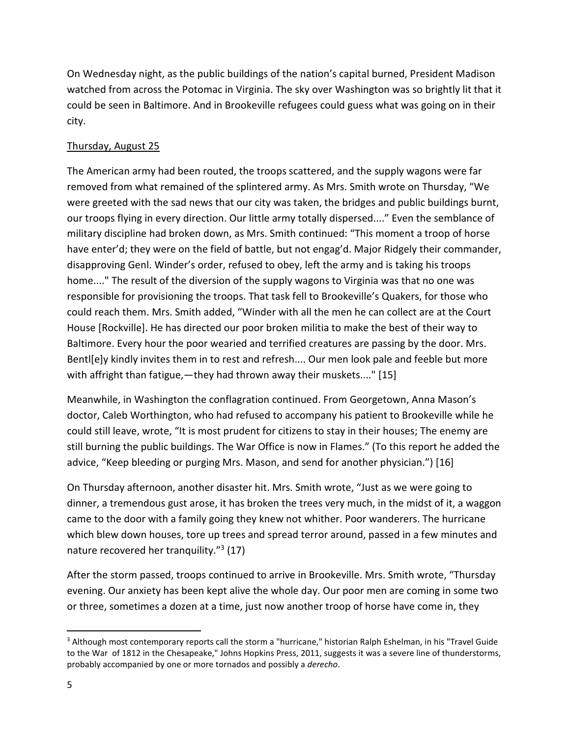On Wednesday night, as the public buildings of the nation's capital burned, President Madison watched from across the Potomac in Virginia. The sky over Washington was so brightly lit that it could be seen in Baltimore. And in Brookeville refugees could guess what was going on in their city.

<u>Thursday, August 25</u>

The American army had been routed, the troops scattered, and the supply wagons were far removed from what remained of the splintered army. As Mrs. Smith wrote on Thursday, "We were greeted with the sad news that our city was taken, the bridges and public buildings burnt, our troops flying in every direction. Our little army totally dispersed...." Even the semblance of military discipline had broken down, as Mrs. Smith continued: "This moment a troop of horse have enter'd; they were on the field of battle, but not engag'd. Major Ridgely their commander, disapproving Genl. Winder's order, refused to obey, left the army and is taking his troops home...." The result of the diversion of the supply wagons to Virginia was that no one was responsible for provisioning the troops. That task fell to Brookeville's Quakers, for those who could reach them. Mrs. Smith added, "Winder with all the men he can collect are at the Court House [Rockville]. He has directed our poor broken militia to make the best of their way to Baltimore. Every hour the poor wearied and terrified creatures are passing by the door. Mrs. Bentl[e]y kindly invites them in to rest and refresh.... Our men look pale and feeble but more with affright than fatigue,—they had thrown away their muskets...." [15]

Meanwhile, in Washington the conflagration continued. From Georgetown, Anna Mason's doctor, Caleb Worthington, who had refused to accompany his patient to Brookeville while he could still leave, wrote, "It is most prudent for citizens to stay in their houses; The enemy are still burning the public buildings. The War Office is now in Flames." (To this report he added the advice, "Keep bleeding or purging Mrs. Mason, and send for another physician.") [16]

On Thursday afternoon, another disaster hit. Mrs. Smith wrote, "Just as we were going to dinner, a tremendous gust arose, it has broken the trees very much, in the midst of it, a waggon came to the door with a family going they knew not whither. Poor wanderers. The hurricane which blew down houses, tore up trees and spread terror around, passed in a few minutes and nature recovered her tranquility."[3] (17)

After the storm passed, troops continued to arrive in Brookeville. Mrs. Smith wrote, "Thursday evening. Our anxiety has been kept alive the whole day. Our poor men are coming in some two or three, sometimes a dozen at a time, just now another troop of horse have come in, they

---

[3] Although most contemporary reports call the storm a "hurricane," historian Ralph Eshelman, in his "Travel Guide to the War of 1812 in the Chesapeake," Johns Hopkins Press, 2011, suggests it was a severe line of thunderstorms, probably accompanied by one or more tornados and possibly a *derecho*.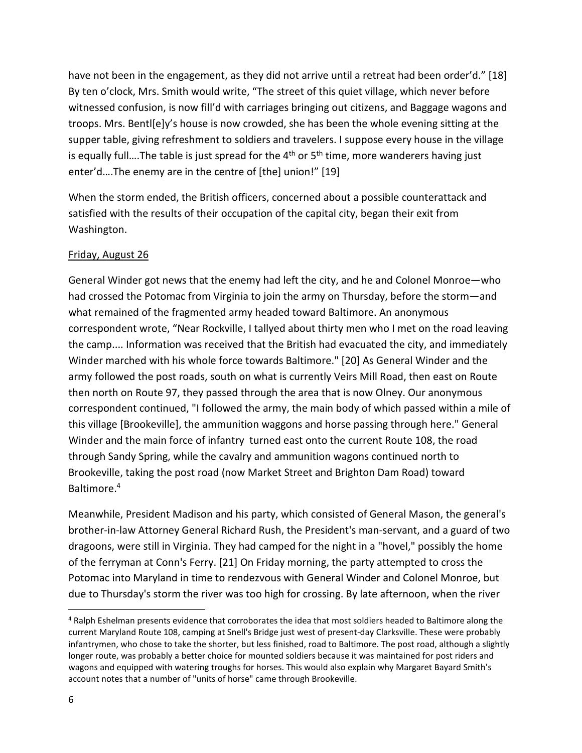have not been in the engagement, as they did not arrive until a retreat had been order'd." [18] By ten o'clock, Mrs. Smith would write, "The street of this quiet village, which never before witnessed confusion, is now fill'd with carriages bringing out citizens, and Baggage wagons and troops. Mrs. Bentl[e]y's house is now crowded, she has been the whole evening sitting at the supper table, giving refreshment to soldiers and travelers. I suppose every house in the village is equally full….The table is just spread for the 4th or 5th time, more wanderers having just enter'd….The enemy are in the centre of [the] union!" [19]

When the storm ended, the British officers, concerned about a possible counterattack and satisfied with the results of their occupation of the capital city, began their exit from Washington.

Friday, August 26

General Winder got news that the enemy had left the city, and he and Colonel Monroe—who had crossed the Potomac from Virginia to join the army on Thursday, before the storm—and what remained of the fragmented army headed toward Baltimore. An anonymous correspondent wrote, "Near Rockville, I tallyed about thirty men who I met on the road leaving the camp.... Information was received that the British had evacuated the city, and immediately Winder marched with his whole force towards Baltimore." [20] As General Winder and the army followed the post roads, south on what is currently Veirs Mill Road, then east on Route then north on Route 97, they passed through the area that is now Olney. Our anonymous correspondent continued, "I followed the army, the main body of which passed within a mile of this village [Brookeville], the ammunition waggons and horse passing through here." General Winder and the main force of infantry turned east onto the current Route 108, the road through Sandy Spring, while the cavalry and ammunition wagons continued north to Brookeville, taking the post road (now Market Street and Brighton Dam Road) toward Baltimore.[4]

Meanwhile, President Madison and his party, which consisted of General Mason, the general's brother-in-law Attorney General Richard Rush, the President's man-servant, and a guard of two dragoons, were still in Virginia. They had camped for the night in a "hovel," possibly the home of the ferryman at Conn's Ferry. [21] On Friday morning, the party attempted to cross the Potomac into Maryland in time to rendezvous with General Winder and Colonel Monroe, but due to Thursday's storm the river was too high for crossing. By late afternoon, when the river

[4] Ralph Eshelman presents evidence that corroborates the idea that most soldiers headed to Baltimore along the current Maryland Route 108, camping at Snell's Bridge just west of present-day Clarksville. These were probably infantrymen, who chose to take the shorter, but less finished, road to Baltimore. The post road, although a slightly longer route, was probably a better choice for mounted soldiers because it was maintained for post riders and wagons and equipped with watering troughs for horses. This would also explain why Margaret Bayard Smith's account notes that a number of "units of horse" came through Brookeville.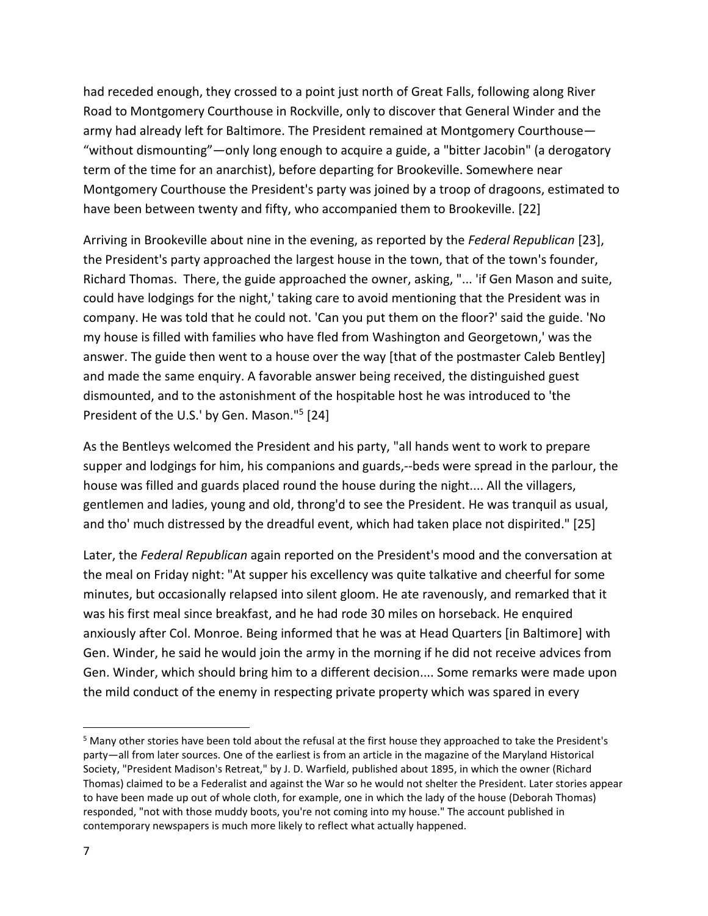had receded enough, they crossed to a point just north of Great Falls, following along River Road to Montgomery Courthouse in Rockville, only to discover that General Winder and the army had already left for Baltimore. The President remained at Montgomery Courthouse—“without dismounting”—only long enough to acquire a guide, a "bitter Jacobin" (a derogatory term of the time for an anarchist), before departing for Brookeville. Somewhere near Montgomery Courthouse the President's party was joined by a troop of dragoons, estimated to have been between twenty and fifty, who accompanied them to Brookeville. [22]

Arriving in Brookeville about nine in the evening, as reported by the *Federal Republican* [23], the President's party approached the largest house in the town, that of the town's founder, Richard Thomas. There, the guide approached the owner, asking, "... 'if Gen Mason and suite, could have lodgings for the night,' taking care to avoid mentioning that the President was in company. He was told that he could not. 'Can you put them on the floor?' said the guide. 'No my house is filled with families who have fled from Washington and Georgetown,' was the answer. The guide then went to a house over the way [that of the postmaster Caleb Bentley] and made the same enquiry. A favorable answer being received, the distinguished guest dismounted, and to the astonishment of the hospitable host he was introduced to 'the President of the U.S.' by Gen. Mason."[5] [24]

As the Bentleys welcomed the President and his party, "all hands went to work to prepare supper and lodgings for him, his companions and guards,--beds were spread in the parlour, the house was filled and guards placed round the house during the night.... All the villagers, gentlemen and ladies, young and old, throng'd to see the President. He was tranquil as usual, and tho' much distressed by the dreadful event, which had taken place not dispirited." [25]

Later, the *Federal Republican* again reported on the President's mood and the conversation at the meal on Friday night: "At supper his excellency was quite talkative and cheerful for some minutes, but occasionally relapsed into silent gloom. He ate ravenously, and remarked that it was his first meal since breakfast, and he had rode 30 miles on horseback. He enquired anxiously after Col. Monroe. Being informed that he was at Head Quarters [in Baltimore] with Gen. Winder, he said he would join the army in the morning if he did not receive advices from Gen. Winder, which should bring him to a different decision.... Some remarks were made upon the mild conduct of the enemy in respecting private property which was spared in every

---

[5] Many other stories have been told about the refusal at the first house they approached to take the President's party—all from later sources. One of the earliest is from an article in the magazine of the Maryland Historical Society, "President Madison's Retreat," by J. D. Warfield, published about 1895, in which the owner (Richard Thomas) claimed to be a Federalist and against the War so he would not shelter the President. Later stories appear to have been made up out of whole cloth, for example, one in which the lady of the house (Deborah Thomas) responded, "not with those muddy boots, you're not coming into my house." The account published in contemporary newspapers is much more likely to reflect what actually happened.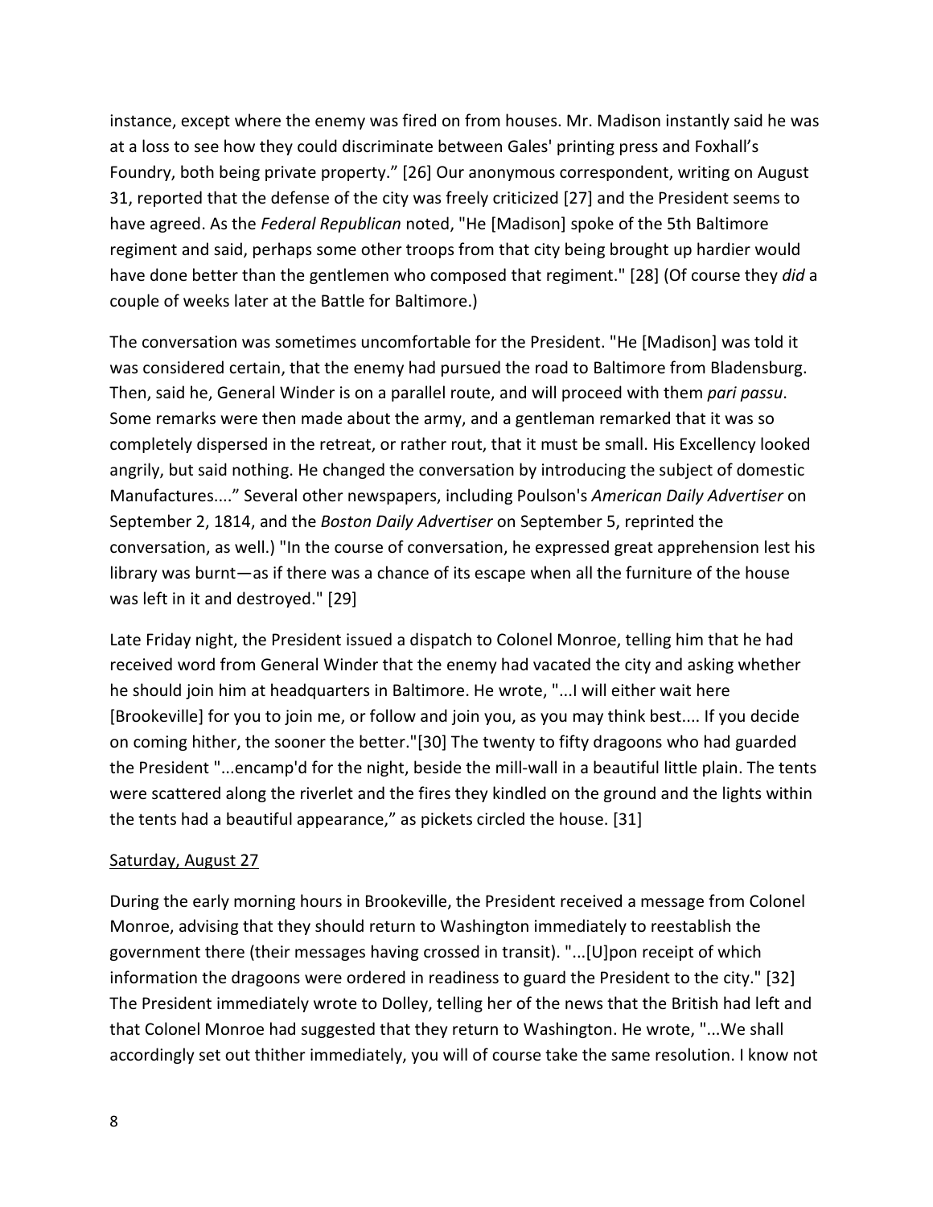instance, except where the enemy was fired on from houses. Mr. Madison instantly said he was at a loss to see how they could discriminate between Gales' printing press and Foxhall's Foundry, both being private property." [26] Our anonymous correspondent, writing on August 31, reported that the defense of the city was freely criticized [27] and the President seems to have agreed. As the *Federal Republican* noted, "He [Madison] spoke of the 5th Baltimore regiment and said, perhaps some other troops from that city being brought up hardier would have done better than the gentlemen who composed that regiment." [28] (Of course they *did* a couple of weeks later at the Battle for Baltimore.)

The conversation was sometimes uncomfortable for the President. "He [Madison] was told it was considered certain, that the enemy had pursued the road to Baltimore from Bladensburg. Then, said he, General Winder is on a parallel route, and will proceed with them *pari passu*. Some remarks were then made about the army, and a gentleman remarked that it was so completely dispersed in the retreat, or rather rout, that it must be small. His Excellency looked angrily, but said nothing. He changed the conversation by introducing the subject of domestic Manufactures...." Several other newspapers, including Poulson's *American Daily Advertiser* on September 2, 1814, and the *Boston Daily Advertiser* on September 5, reprinted the conversation, as well.) "In the course of conversation, he expressed great apprehension lest his library was burnt—as if there was a chance of its escape when all the furniture of the house was left in it and destroyed." [29]

Late Friday night, the President issued a dispatch to Colonel Monroe, telling him that he had received word from General Winder that the enemy had vacated the city and asking whether he should join him at headquarters in Baltimore. He wrote, "...I will either wait here [Brookeville] for you to join me, or follow and join you, as you may think best.... If you decide on coming hither, the sooner the better."[30] The twenty to fifty dragoons who had guarded the President "...encamp'd for the night, beside the mill-wall in a beautiful little plain. The tents were scattered along the riverlet and the fires they kindled on the ground and the lights within the tents had a beautiful appearance," as pickets circled the house. [31]

Saturday, August 27

During the early morning hours in Brookeville, the President received a message from Colonel Monroe, advising that they should return to Washington immediately to reestablish the government there (their messages having crossed in transit). "...[U]pon receipt of which information the dragoons were ordered in readiness to guard the President to the city." [32] The President immediately wrote to Dolley, telling her of the news that the British had left and that Colonel Monroe had suggested that they return to Washington. He wrote, "...We shall accordingly set out thither immediately, you will of course take the same resolution. I know not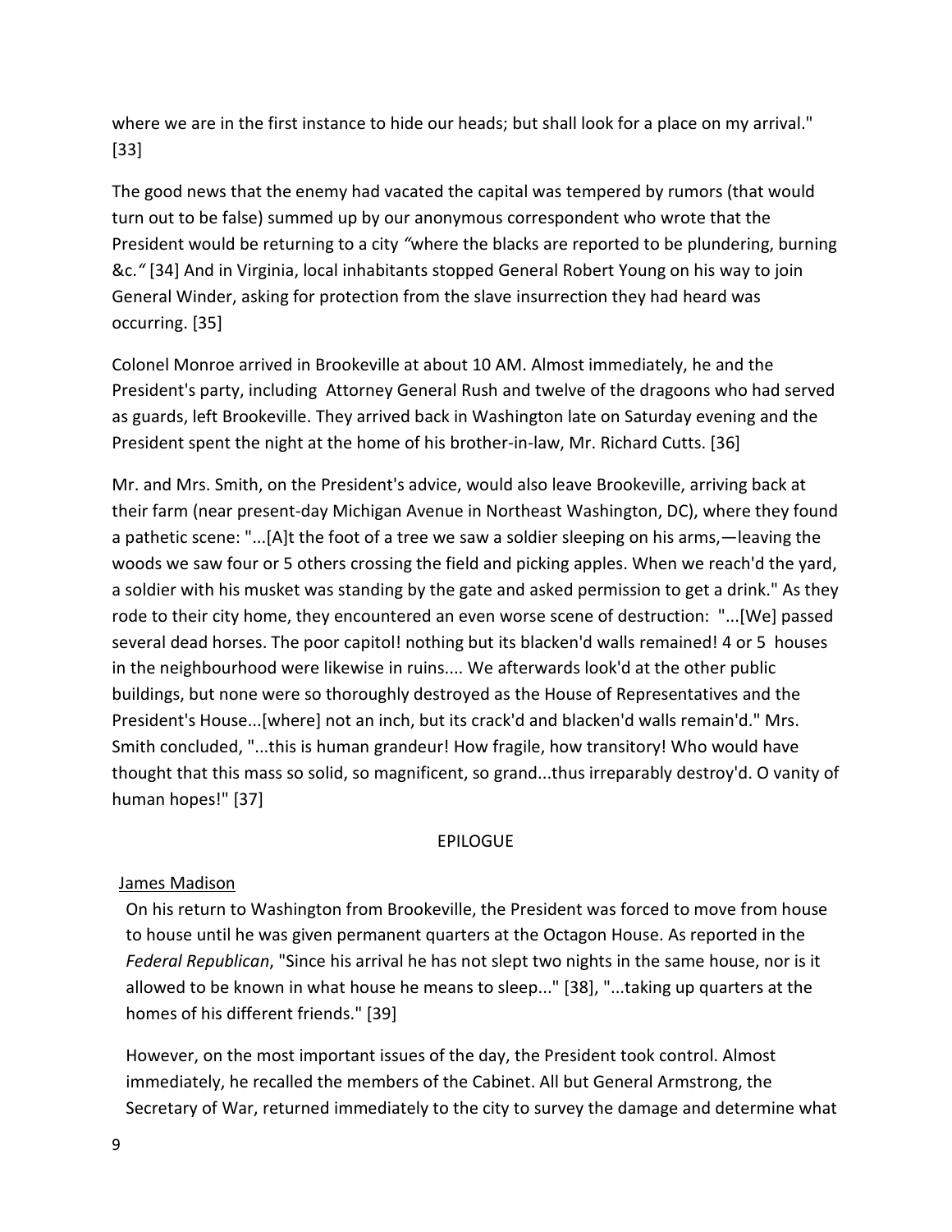where we are in the first instance to hide our heads; but shall look for a place on my arrival." [33]

The good news that the enemy had vacated the capital was tempered by rumors (that would turn out to be false) summed up by our anonymous correspondent who wrote that the President would be returning to a city *"where the blacks are reported to be plundering, burning &c."* [34] And in Virginia, local inhabitants stopped General Robert Young on his way to join General Winder, asking for protection from the slave insurrection they had heard was occurring. [35]

Colonel Monroe arrived in Brookeville at about 10 AM. Almost immediately, he and the President's party, including Attorney General Rush and twelve of the dragoons who had served as guards, left Brookeville. They arrived back in Washington late on Saturday evening and the President spent the night at the home of his brother-in-law, Mr. Richard Cutts. [36]

Mr. and Mrs. Smith, on the President's advice, would also leave Brookeville, arriving back at their farm (near present-day Michigan Avenue in Northeast Washington, DC), where they found a pathetic scene: "...[A]t the foot of a tree we saw a soldier sleeping on his arms,—leaving the woods we saw four or 5 others crossing the field and picking apples. When we reach'd the yard, a soldier with his musket was standing by the gate and asked permission to get a drink." As they rode to their city home, they encountered an even worse scene of destruction: "...[We] passed several dead horses. The poor capitol! nothing but its blacken'd walls remained! 4 or 5 houses in the neighbourhood were likewise in ruins.... We afterwards look'd at the other public buildings, but none were so thoroughly destroyed as the House of Representatives and the President's House...[where] not an inch, but its crack'd and blacken'd walls remain'd." Mrs. Smith concluded, "...this is human grandeur! How fragile, how transitory! Who would have thought that this mass so solid, so magnificent, so grand...thus irreparably destroy'd. O vanity of human hopes!" [37]

## EPILOGUE

### James Madison

On his return to Washington from Brookeville, the President was forced to move from house to house until he was given permanent quarters at the Octagon House. As reported in the *Federal Republican*, "Since his arrival he has not slept two nights in the same house, nor is it allowed to be known in what house he means to sleep..." [38], "...taking up quarters at the homes of his different friends." [39]

However, on the most important issues of the day, the President took control. Almost immediately, he recalled the members of the Cabinet. All but General Armstrong, the Secretary of War, returned immediately to the city to survey the damage and determine what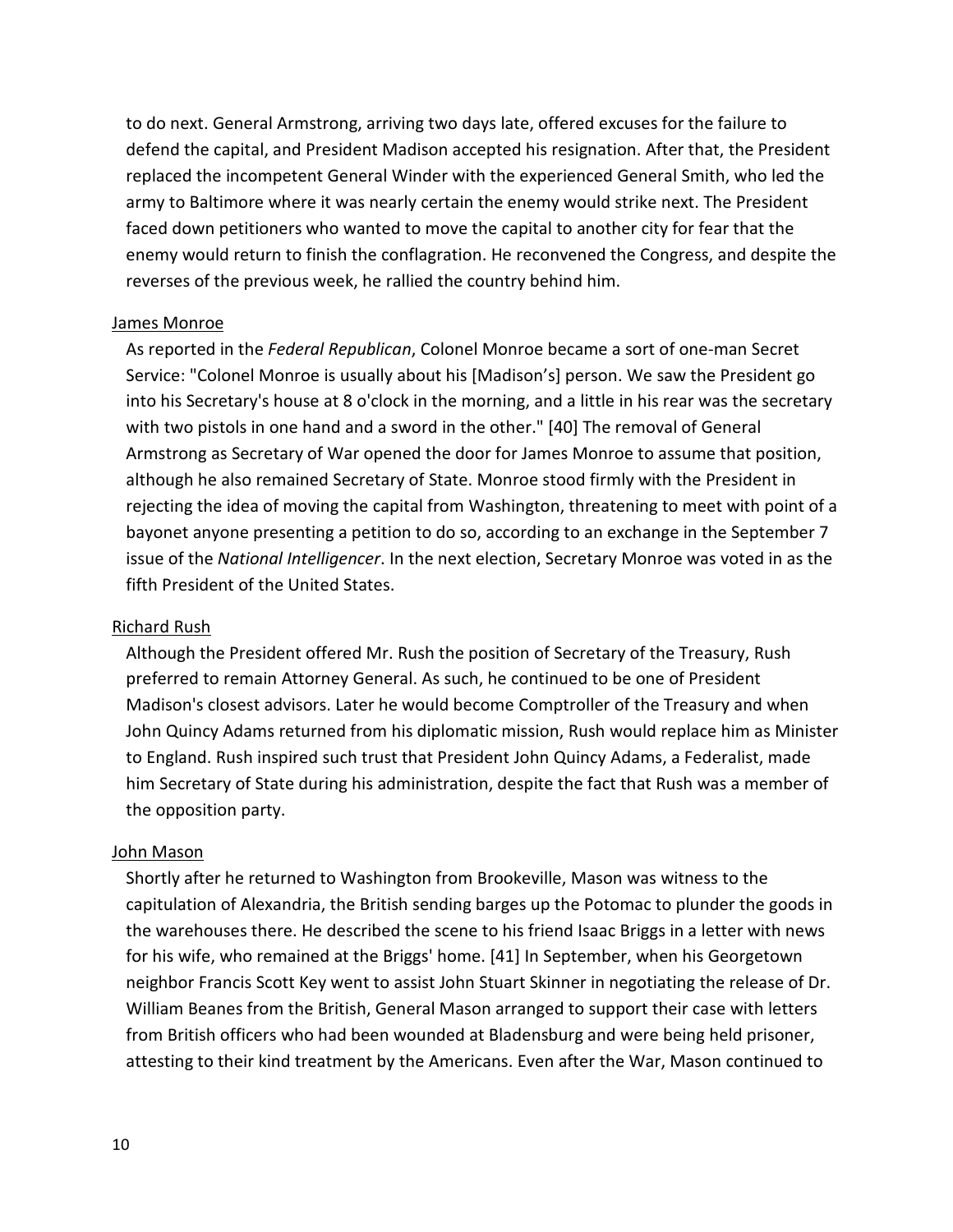to do next. General Armstrong, arriving two days late, offered excuses for the failure to defend the capital, and President Madison accepted his resignation. After that, the President replaced the incompetent General Winder with the experienced General Smith, who led the army to Baltimore where it was nearly certain the enemy would strike next. The President faced down petitioners who wanted to move the capital to another city for fear that the enemy would return to finish the conflagration. He reconvened the Congress, and despite the reverses of the previous week, he rallied the country behind him.

<u>James Monroe</u>

As reported in the *Federal Republican*, Colonel Monroe became a sort of one-man Secret Service: "Colonel Monroe is usually about his [Madison's] person. We saw the President go into his Secretary's house at 8 o'clock in the morning, and a little in his rear was the secretary with two pistols in one hand and a sword in the other." [40] The removal of General Armstrong as Secretary of War opened the door for James Monroe to assume that position, although he also remained Secretary of State. Monroe stood firmly with the President in rejecting the idea of moving the capital from Washington, threatening to meet with point of a bayonet anyone presenting a petition to do so, according to an exchange in the September 7 issue of the *National Intelligencer*. In the next election, Secretary Monroe was voted in as the fifth President of the United States.

<u>Richard Rush</u>

Although the President offered Mr. Rush the position of Secretary of the Treasury, Rush preferred to remain Attorney General. As such, he continued to be one of President Madison's closest advisors. Later he would become Comptroller of the Treasury and when John Quincy Adams returned from his diplomatic mission, Rush would replace him as Minister to England. Rush inspired such trust that President John Quincy Adams, a Federalist, made him Secretary of State during his administration, despite the fact that Rush was a member of the opposition party.

<u>John Mason</u>

Shortly after he returned to Washington from Brookeville, Mason was witness to the capitulation of Alexandria, the British sending barges up the Potomac to plunder the goods in the warehouses there. He described the scene to his friend Isaac Briggs in a letter with news for his wife, who remained at the Briggs' home. [41] In September, when his Georgetown neighbor Francis Scott Key went to assist John Stuart Skinner in negotiating the release of Dr. William Beanes from the British, General Mason arranged to support their case with letters from British officers who had been wounded at Bladensburg and were being held prisoner, attesting to their kind treatment by the Americans. Even after the War, Mason continued to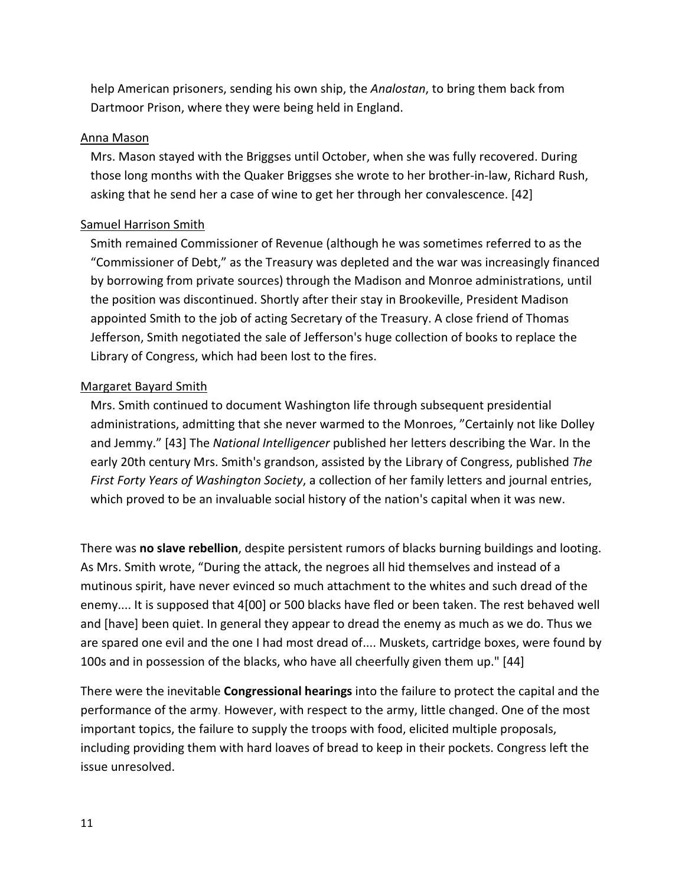help American prisoners, sending his own ship, the *Analostan*, to bring them back from Dartmoor Prison, where they were being held in England.

<u>Anna Mason</u>

Mrs. Mason stayed with the Briggses until October, when she was fully recovered. During those long months with the Quaker Briggses she wrote to her brother-in-law, Richard Rush, asking that he send her a case of wine to get her through her convalescence. [42]

<u>Samuel Harrison Smith</u>

Smith remained Commissioner of Revenue (although he was sometimes referred to as the "Commissioner of Debt," as the Treasury was depleted and the war was increasingly financed by borrowing from private sources) through the Madison and Monroe administrations, until the position was discontinued. Shortly after their stay in Brookeville, President Madison appointed Smith to the job of acting Secretary of the Treasury. A close friend of Thomas Jefferson, Smith negotiated the sale of Jefferson's huge collection of books to replace the Library of Congress, which had been lost to the fires.

<u>Margaret Bayard Smith</u>

Mrs. Smith continued to document Washington life through subsequent presidential administrations, admitting that she never warmed to the Monroes, "Certainly not like Dolley and Jemmy." [43] The *National Intelligencer* published her letters describing the War. In the early 20th century Mrs. Smith's grandson, assisted by the Library of Congress, published *The First Forty Years of Washington Society*, a collection of her family letters and journal entries, which proved to be an invaluable social history of the nation's capital when it was new.

There was **no slave rebellion**, despite persistent rumors of blacks burning buildings and looting. As Mrs. Smith wrote, "During the attack, the negroes all hid themselves and instead of a mutinous spirit, have never evinced so much attachment to the whites and such dread of the enemy.... It is supposed that 4[00] or 500 blacks have fled or been taken. The rest behaved well and [have] been quiet. In general they appear to dread the enemy as much as we do. Thus we are spared one evil and the one I had most dread of.... Muskets, cartridge boxes, were found by 100s and in possession of the blacks, who have all cheerfully given them up." [44]

There were the inevitable **Congressional hearings** into the failure to protect the capital and the performance of the army. However, with respect to the army, little changed. One of the most important topics, the failure to supply the troops with food, elicited multiple proposals, including providing them with hard loaves of bread to keep in their pockets. Congress left the issue unresolved.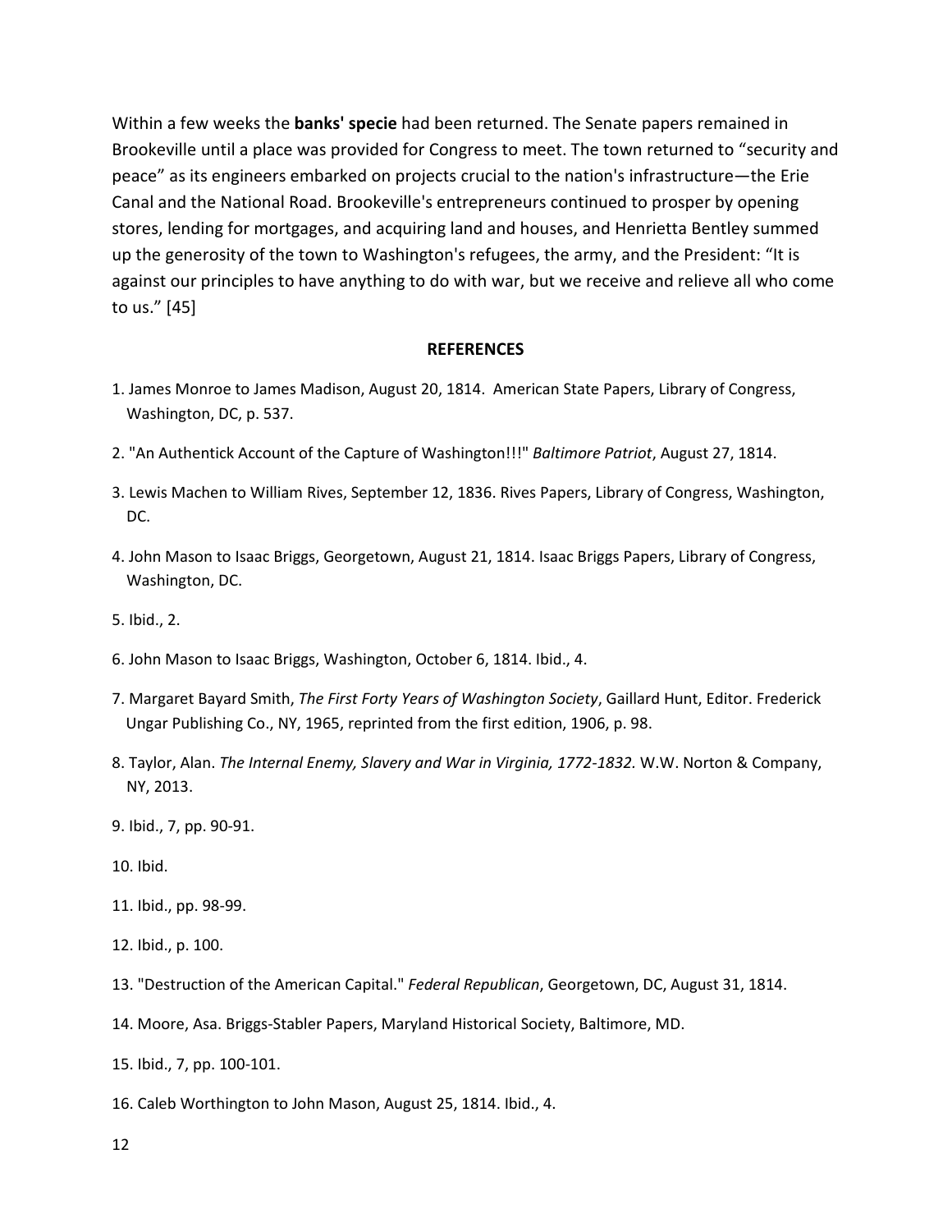Within a few weeks the **banks' specie** had been returned. The Senate papers remained in Brookeville until a place was provided for Congress to meet. The town returned to "security and peace" as its engineers embarked on projects crucial to the nation's infrastructure—the Erie Canal and the National Road. Brookeville's entrepreneurs continued to prosper by opening stores, lending for mortgages, and acquiring land and houses, and Henrietta Bentley summed up the generosity of the town to Washington's refugees, the army, and the President: "It is against our principles to have anything to do with war, but we receive and relieve all who come to us." [45]

## REFERENCES

1. James Monroe to James Madison, August 20, 1814. American State Papers, Library of Congress, Washington, DC, p. 537.
2. "An Authentick Account of the Capture of Washington!!!" *Baltimore Patriot*, August 27, 1814.
3. Lewis Machen to William Rives, September 12, 1836. Rives Papers, Library of Congress, Washington, DC.
4. John Mason to Isaac Briggs, Georgetown, August 21, 1814. Isaac Briggs Papers, Library of Congress, Washington, DC.
5. Ibid., 2.
6. John Mason to Isaac Briggs, Washington, October 6, 1814. Ibid., 4.
7. Margaret Bayard Smith, *The First Forty Years of Washington Society*, Gaillard Hunt, Editor. Frederick Ungar Publishing Co., NY, 1965, reprinted from the first edition, 1906, p. 98.
8. Taylor, Alan. *The Internal Enemy, Slavery and War in Virginia, 1772-1832.* W.W. Norton & Company, NY, 2013.
9. Ibid., 7, pp. 90-91.
10. Ibid.
11. Ibid., pp. 98-99.
12. Ibid., p. 100.
13. "Destruction of the American Capital." *Federal Republican*, Georgetown, DC, August 31, 1814.
14. Moore, Asa. Briggs-Stabler Papers, Maryland Historical Society, Baltimore, MD.
15. Ibid., 7, pp. 100-101.
16. Caleb Worthington to John Mason, August 25, 1814. Ibid., 4.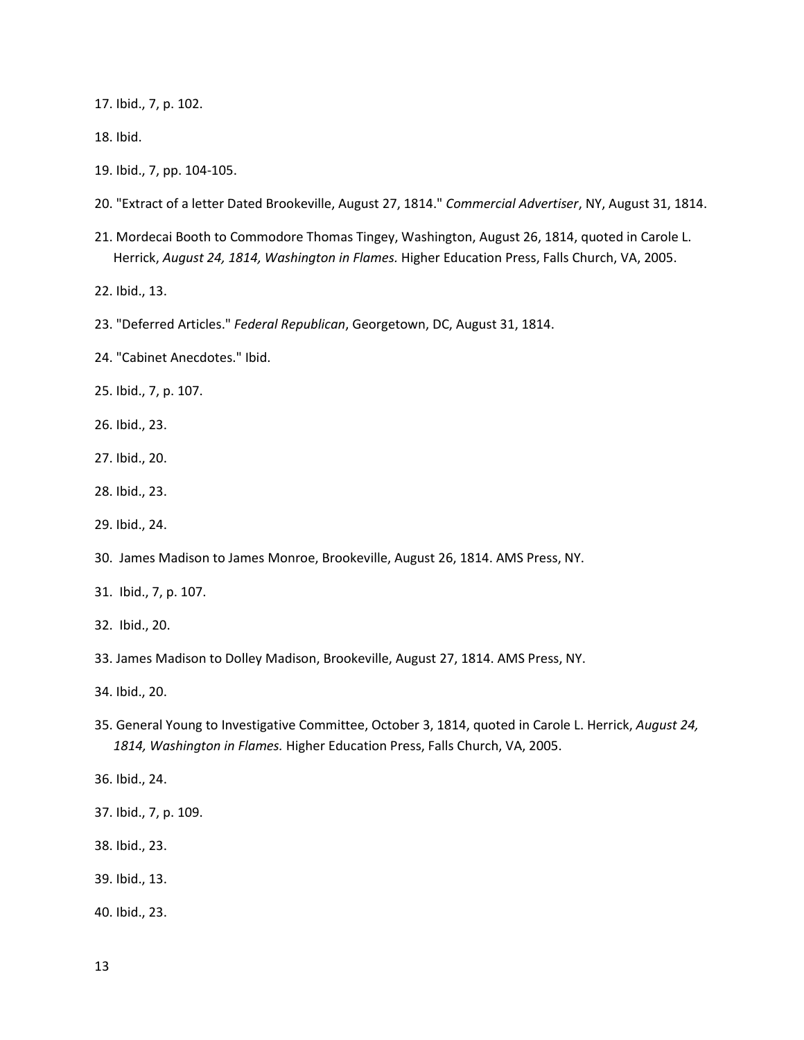17. Ibid., 7, p. 102.

18. Ibid.

19. Ibid., 7, pp. 104-105.

20. "Extract of a letter Dated Brookeville, August 27, 1814." *Commercial Advertiser*, NY, August 31, 1814.

21. Mordecai Booth to Commodore Thomas Tingey, Washington, August 26, 1814, quoted in Carole L. Herrick, *August 24, 1814, Washington in Flames.* Higher Education Press, Falls Church, VA, 2005.

22. Ibid., 13.

23. "Deferred Articles." *Federal Republican*, Georgetown, DC, August 31, 1814.

24. "Cabinet Anecdotes." Ibid.

25. Ibid., 7, p. 107.

26. Ibid., 23.

27. Ibid., 20.

28. Ibid., 23.

29. Ibid., 24.

30. James Madison to James Monroe, Brookeville, August 26, 1814. AMS Press, NY.

31. Ibid., 7, p. 107.

32. Ibid., 20.

33. James Madison to Dolley Madison, Brookeville, August 27, 1814. AMS Press, NY.

34. Ibid., 20.

35. General Young to Investigative Committee, October 3, 1814, quoted in Carole L. Herrick, *August 24, 1814, Washington in Flames.* Higher Education Press, Falls Church, VA, 2005.

36. Ibid., 24.

37. Ibid., 7, p. 109.

38. Ibid., 23.

39. Ibid., 13.

40. Ibid., 23.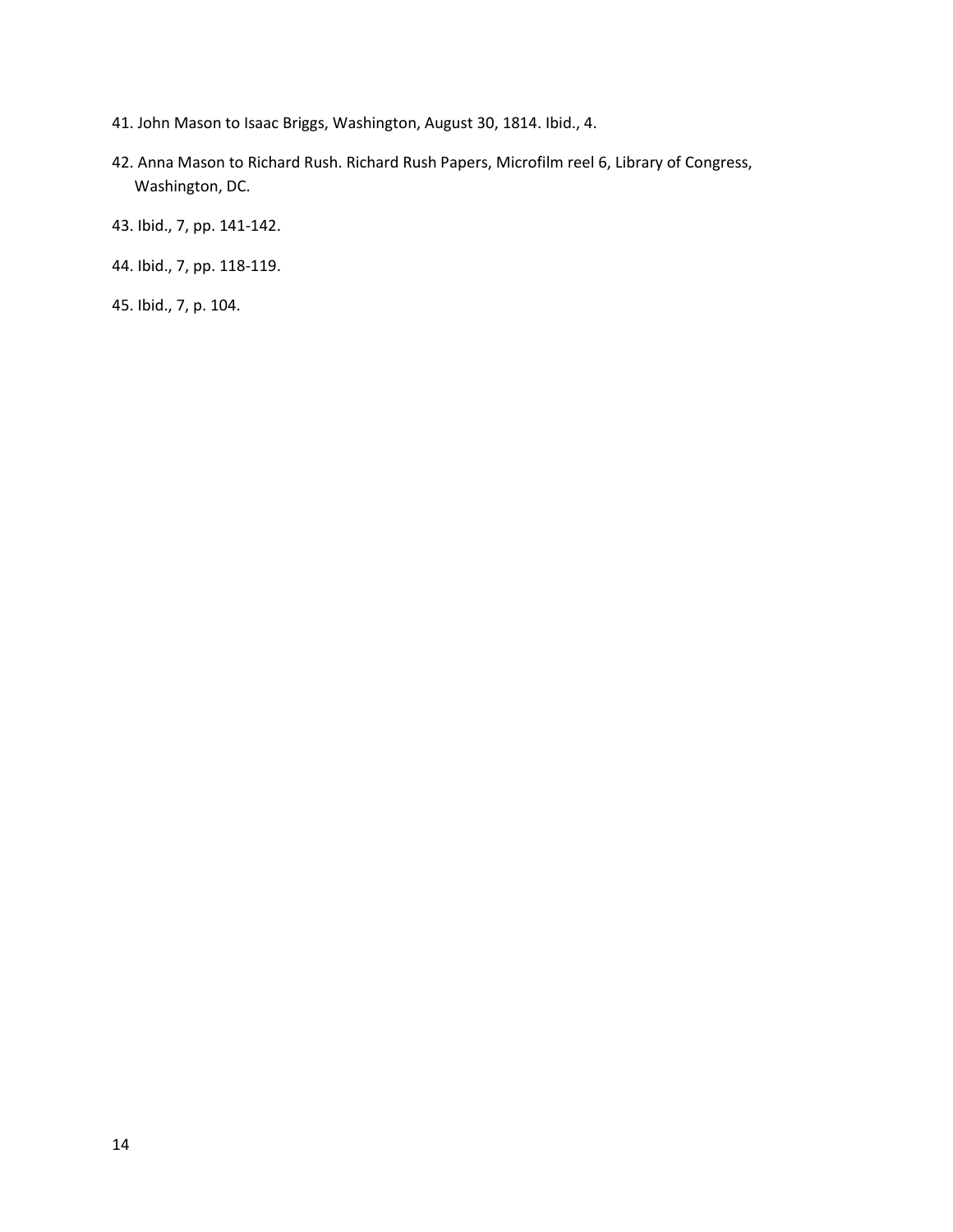41. John Mason to Isaac Briggs, Washington, August 30, 1814. Ibid., 4.

42. Anna Mason to Richard Rush. Richard Rush Papers, Microfilm reel 6, Library of Congress, Washington, DC.

43. Ibid., 7, pp. 141-142.

44. Ibid., 7, pp. 118-119.

45. Ibid., 7, p. 104.